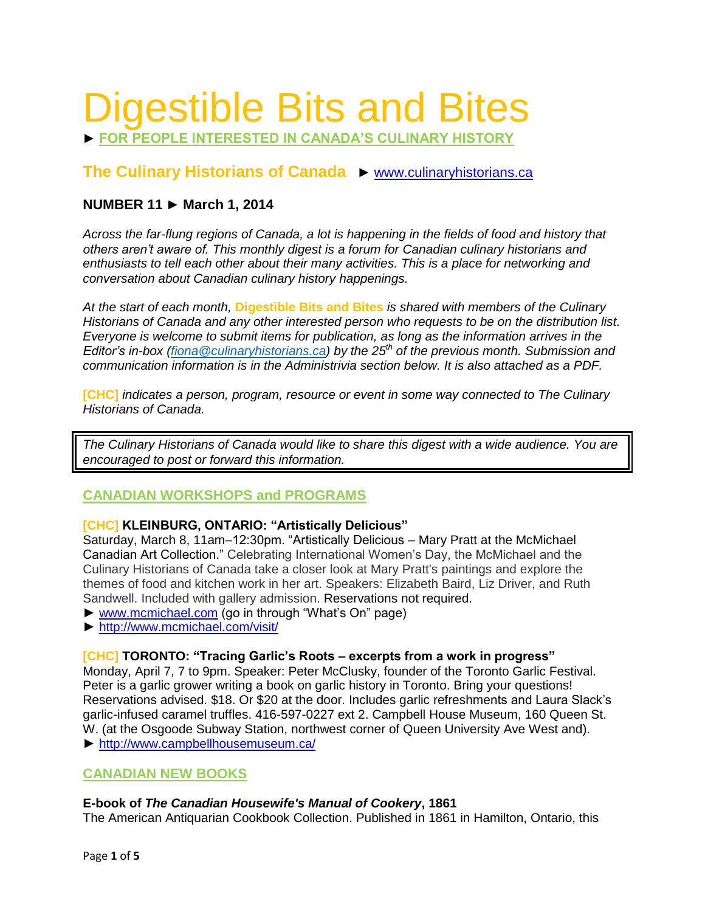# Digestible Bits and Bites

► **FOR PEOPLE INTERESTED IN CANADA'S CULINARY HISTORY**

## The Culinary Historians of Canada ► www.culinaryhistorians.ca

### NUMBER 11 ► March 1, 2014

*Across the far-flung regions of Canada, a lot is happening in the fields of food and history that others aren't aware of. This monthly digest is a forum for Canadian culinary historians and enthusiasts to tell each other about their many activities. This is a place for networking and conversation about Canadian culinary history happenings.*

*At the start of each month,* **Digestible Bits and Bites** *is shared with members of the Culinary Historians of Canada and any other interested person who requests to be on the distribution list. Everyone is welcome to submit items for publication, as long as the information arrives in the Editor's in-box (fiona@culinaryhistorians.ca) by the 25th of the previous month. Submission and communication information is in the Administrivia section below. It is also attached as a PDF.*

**[CHC]** *indicates a person, program, resource or event in some way connected to The Culinary Historians of Canada.*

> *The Culinary Historians of Canada would like to share this digest with a wide audience. You are encouraged to post or forward this information.*

## CANADIAN WORKSHOPS and PROGRAMS

**[CHC] KLEINBURG, ONTARIO: "Artistically Delicious"**

Saturday, March 8, 11am–12:30pm. "Artistically Delicious – Mary Pratt at the McMichael Canadian Art Collection." Celebrating International Women's Day, the McMichael and the Culinary Historians of Canada take a closer look at Mary Pratt's paintings and explore the themes of food and kitchen work in her art. Speakers: Elizabeth Baird, Liz Driver, and Ruth Sandwell. Included with gallery admission. Reservations not required.

► www.mcmichael.com (go in through "What's On" page)

► http://www.mcmichael.com/visit/

**[CHC] TORONTO: "Tracing Garlic's Roots – excerpts from a work in progress"**

Monday, April 7, 7 to 9pm. Speaker: Peter McClusky, founder of the Toronto Garlic Festival. Peter is a garlic grower writing a book on garlic history in Toronto. Bring your questions! Reservations advised. $18. Or $20 at the door. Includes garlic refreshments and Laura Slack's garlic-infused caramel truffles. 416-597-0227 ext 2. Campbell House Museum, 160 Queen St. W. (at the Osgoode Subway Station, northwest corner of Queen University Ave West and).

► http://www.campbellhousemuseum.ca/

## CANADIAN NEW BOOKS

**E-book of *The Canadian Housewife's Manual of Cookery*, 1861**

The American Antiquarian Cookbook Collection. Published in 1861 in Hamilton, Ontario, this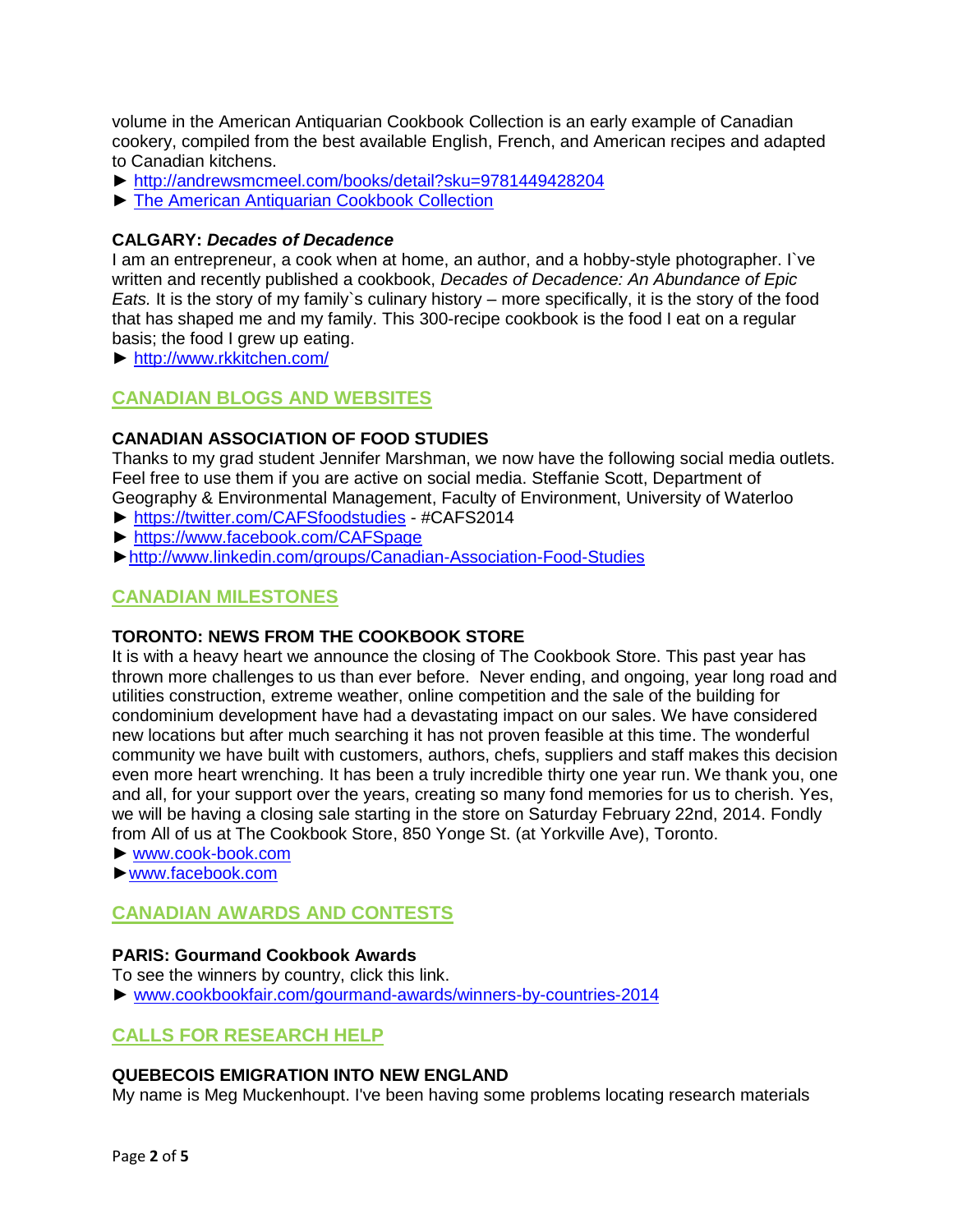volume in the American Antiquarian Cookbook Collection is an early example of Canadian cookery, compiled from the best available English, French, and American recipes and adapted to Canadian kitchens.

► http://andrewsmcmeel.com/books/detail?sku=9781449428204
► The American Antiquarian Cookbook Collection

**CALGARY: *Decades of Decadence***

I am an entrepreneur, a cook when at home, an author, and a hobby-style photographer. I`ve written and recently published a cookbook, *Decades of Decadence: An Abundance of Epic Eats.* It is the story of my family`s culinary history – more specifically, it is the story of the food that has shaped me and my family. This 300-recipe cookbook is the food I eat on a regular basis; the food I grew up eating.

► http://www.rkkitchen.com/

## CANADIAN BLOGS AND WEBSITES

**CANADIAN ASSOCIATION OF FOOD STUDIES**

Thanks to my grad student Jennifer Marshman, we now have the following social media outlets. Feel free to use them if you are active on social media. Steffanie Scott, Department of Geography & Environmental Management, Faculty of Environment, University of Waterloo

► https://twitter.com/CAFSfoodstudies - #CAFS2014
► https://www.facebook.com/CAFSpage
► http://www.linkedin.com/groups/Canadian-Association-Food-Studies

## CANADIAN MILESTONES

**TORONTO: NEWS FROM THE COOKBOOK STORE**

It is with a heavy heart we announce the closing of The Cookbook Store. This past year has thrown more challenges to us than ever before. Never ending, and ongoing, year long road and utilities construction, extreme weather, online competition and the sale of the building for condominium development have had a devastating impact on our sales. We have considered new locations but after much searching it has not proven feasible at this time. The wonderful community we have built with customers, authors, chefs, suppliers and staff makes this decision even more heart wrenching. It has been a truly incredible thirty one year run. We thank you, one and all, for your support over the years, creating so many fond memories for us to cherish. Yes, we will be having a closing sale starting in the store on Saturday February 22nd, 2014. Fondly from All of us at The Cookbook Store, 850 Yonge St. (at Yorkville Ave), Toronto.

► www.cook-book.com
► www.facebook.com

## CANADIAN AWARDS AND CONTESTS

**PARIS: Gourmand Cookbook Awards**

To see the winners by country, click this link.

► www.cookbookfair.com/gourmand-awards/winners-by-countries-2014

## CALLS FOR RESEARCH HELP

**QUEBECOIS EMIGRATION INTO NEW ENGLAND**

My name is Meg Muckenhoupt. I've been having some problems locating research materials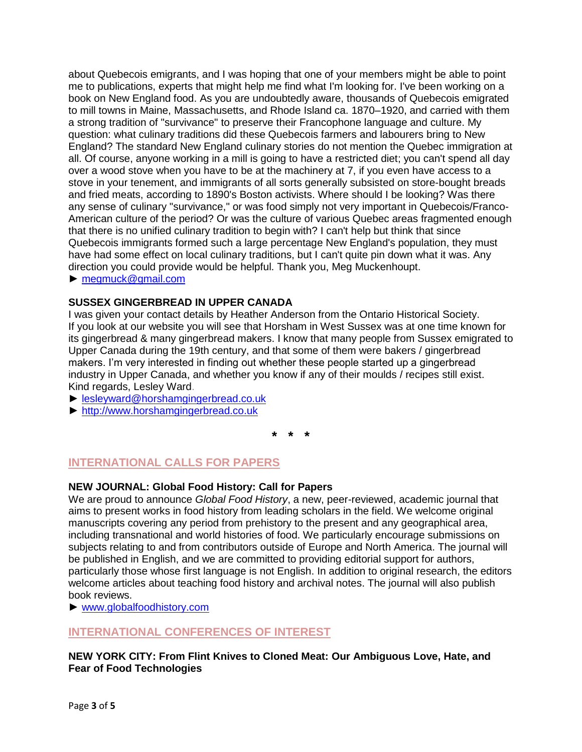about Quebecois emigrants, and I was hoping that one of your members might be able to point me to publications, experts that might help me find what I'm looking for. I've been working on a book on New England food. As you are undoubtedly aware, thousands of Quebecois emigrated to mill towns in Maine, Massachusetts, and Rhode Island ca. 1870–1920, and carried with them a strong tradition of "survivance" to preserve their Francophone language and culture. My question: what culinary traditions did these Quebecois farmers and labourers bring to New England? The standard New England culinary stories do not mention the Quebec immigration at all. Of course, anyone working in a mill is going to have a restricted diet; you can't spend all day over a wood stove when you have to be at the machinery at 7, if you even have access to a stove in your tenement, and immigrants of all sorts generally subsisted on store-bought breads and fried meats, according to 1890's Boston activists. Where should I be looking? Was there any sense of culinary "survivance," or was food simply not very important in Quebecois/Franco-American culture of the period? Or was the culture of various Quebec areas fragmented enough that there is no unified culinary tradition to begin with? I can't help but think that since Quebecois immigrants formed such a large percentage New England's population, they must have had some effect on local culinary traditions, but I can't quite pin down what it was. Any direction you could provide would be helpful. Thank you, Meg Muckenhoupt.

► megmuck@gmail.com

**SUSSEX GINGERBREAD IN UPPER CANADA**

I was given your contact details by Heather Anderson from the Ontario Historical Society. If you look at our website you will see that Horsham in West Sussex was at one time known for its gingerbread & many gingerbread makers. I know that many people from Sussex emigrated to Upper Canada during the 19th century, and that some of them were bakers / gingerbread makers. I'm very interested in finding out whether these people started up a gingerbread industry in Upper Canada, and whether you know if any of their moulds / recipes still exist. Kind regards, Lesley Ward.

► lesleyward@horshamgingerbread.co.uk

► http://www.horshamgingerbread.co.uk

\* \* \*

## INTERNATIONAL CALLS FOR PAPERS

**NEW JOURNAL: Global Food History: Call for Papers**

We are proud to announce *Global Food History*, a new, peer-reviewed, academic journal that aims to present works in food history from leading scholars in the field. We welcome original manuscripts covering any period from prehistory to the present and any geographical area, including transnational and world histories of food. We particularly encourage submissions on subjects relating to and from contributors outside of Europe and North America. The journal will be published in English, and we are committed to providing editorial support for authors, particularly those whose first language is not English. In addition to original research, the editors welcome articles about teaching food history and archival notes. The journal will also publish book reviews.

► www.globalfoodhistory.com

## INTERNATIONAL CONFERENCES OF INTEREST

**NEW YORK CITY: From Flint Knives to Cloned Meat: Our Ambiguous Love, Hate, and Fear of Food Technologies**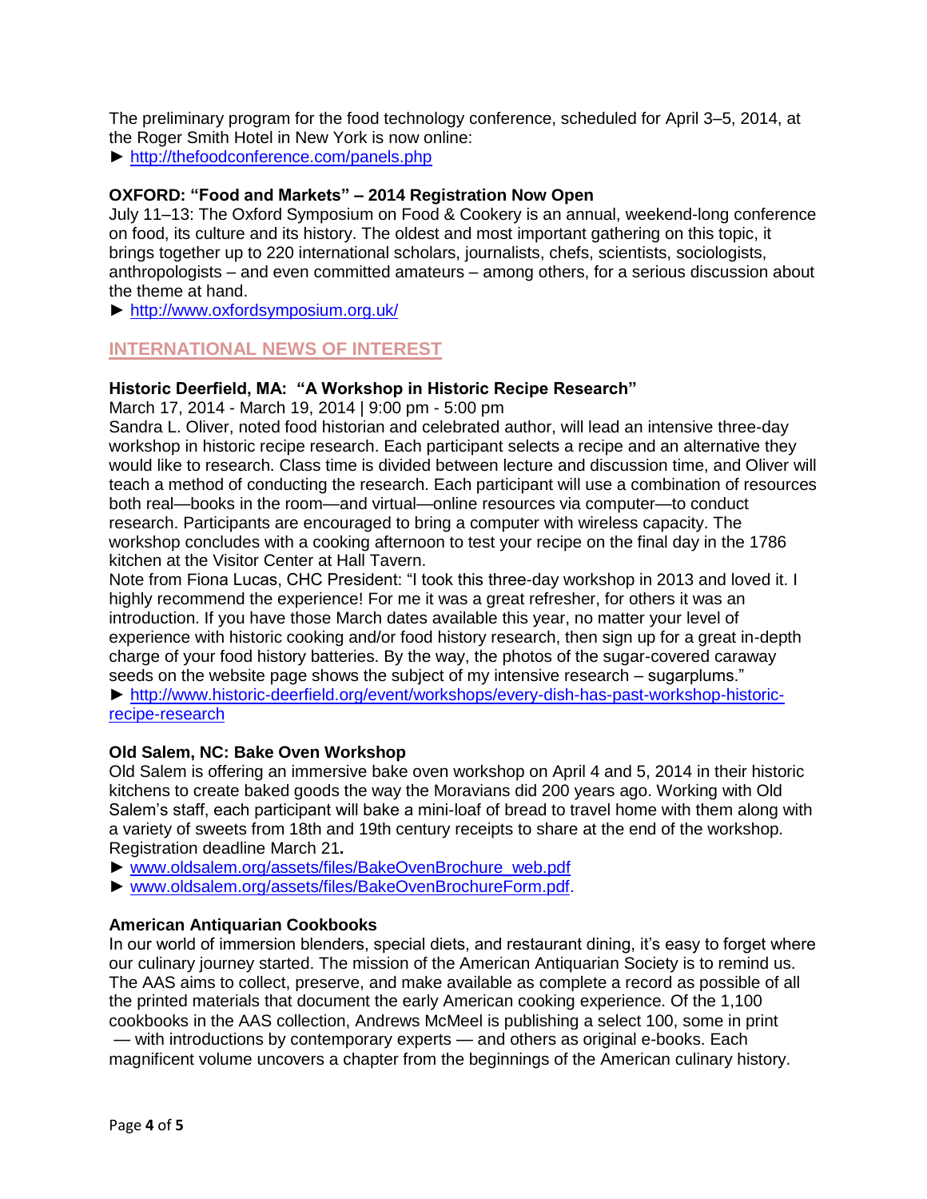The preliminary program for the food technology conference, scheduled for April 3–5, 2014, at the Roger Smith Hotel in New York is now online:

► http://thefoodconference.com/panels.php

**OXFORD: "Food and Markets" – 2014 Registration Now Open**

July 11–13: The Oxford Symposium on Food & Cookery is an annual, weekend-long conference on food, its culture and its history. The oldest and most important gathering on this topic, it brings together up to 220 international scholars, journalists, chefs, scientists, sociologists, anthropologists – and even committed amateurs – among others, for a serious discussion about the theme at hand.

► http://www.oxfordsymposium.org.uk/

## INTERNATIONAL NEWS OF INTEREST

**Historic Deerfield, MA: "A Workshop in Historic Recipe Research"**

March 17, 2014 - March 19, 2014 | 9:00 pm - 5:00 pm

Sandra L. Oliver, noted food historian and celebrated author, will lead an intensive three-day workshop in historic recipe research. Each participant selects a recipe and an alternative they would like to research. Class time is divided between lecture and discussion time, and Oliver will teach a method of conducting the research. Each participant will use a combination of resources both real—books in the room—and virtual—online resources via computer—to conduct research. Participants are encouraged to bring a computer with wireless capacity. The workshop concludes with a cooking afternoon to test your recipe on the final day in the 1786 kitchen at the Visitor Center at Hall Tavern.

Note from Fiona Lucas, CHC President: "I took this three-day workshop in 2013 and loved it. I highly recommend the experience! For me it was a great refresher, for others it was an introduction. If you have those March dates available this year, no matter your level of experience with historic cooking and/or food history research, then sign up for a great in-depth charge of your food history batteries. By the way, the photos of the sugar-covered caraway seeds on the website page shows the subject of my intensive research – sugarplums."

► http://www.historic-deerfield.org/event/workshops/every-dish-has-past-workshop-historic-recipe-research

**Old Salem, NC: Bake Oven Workshop**

Old Salem is offering an immersive bake oven workshop on April 4 and 5, 2014 in their historic kitchens to create baked goods the way the Moravians did 200 years ago. Working with Old Salem's staff, each participant will bake a mini-loaf of bread to travel home with them along with a variety of sweets from 18th and 19th century receipts to share at the end of the workshop. Registration deadline March 21**.**

► www.oldsalem.org/assets/files/BakeOvenBrochure_web.pdf

► www.oldsalem.org/assets/files/BakeOvenBrochureForm.pdf.

**American Antiquarian Cookbooks**

In our world of immersion blenders, special diets, and restaurant dining, it's easy to forget where our culinary journey started. The mission of the American Antiquarian Society is to remind us. The AAS aims to collect, preserve, and make available as complete a record as possible of all the printed materials that document the early American cooking experience. Of the 1,100 cookbooks in the AAS collection, Andrews McMeel is publishing a select 100, some in print — with introductions by contemporary experts — and others as original e-books. Each magnificent volume uncovers a chapter from the beginnings of the American culinary history.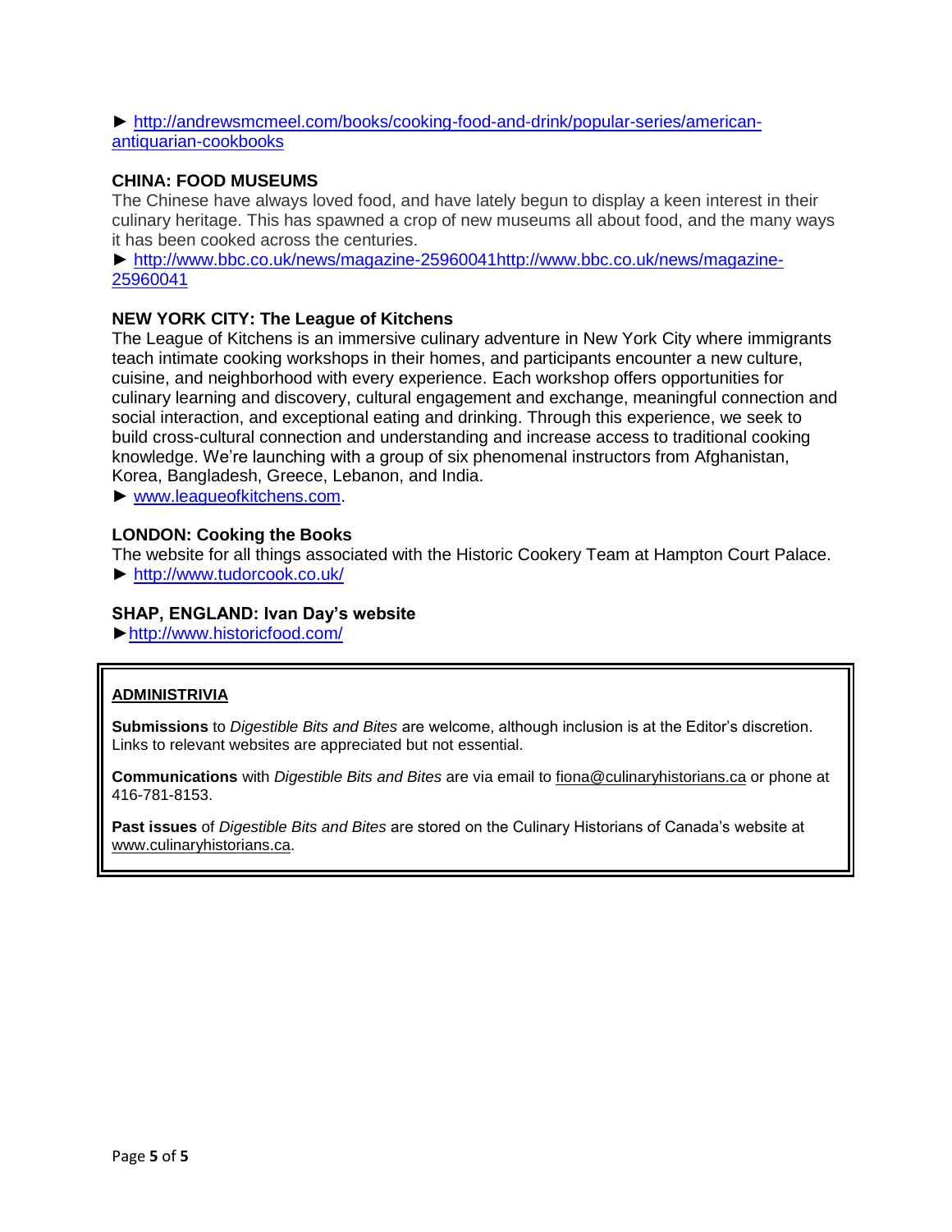► http://andrewsmcmeel.com/books/cooking-food-and-drink/popular-series/american-antiquarian-cookbooks

**CHINA: FOOD MUSEUMS**

The Chinese have always loved food, and have lately begun to display a keen interest in their culinary heritage. This has spawned a crop of new museums all about food, and the many ways it has been cooked across the centuries.

► http://www.bbc.co.uk/news/magazine-25960041http://www.bbc.co.uk/news/magazine-25960041

**NEW YORK CITY: The League of Kitchens**

The League of Kitchens is an immersive culinary adventure in New York City where immigrants teach intimate cooking workshops in their homes, and participants encounter a new culture, cuisine, and neighborhood with every experience. Each workshop offers opportunities for culinary learning and discovery, cultural engagement and exchange, meaningful connection and social interaction, and exceptional eating and drinking. Through this experience, we seek to build cross-cultural connection and understanding and increase access to traditional cooking knowledge. We're launching with a group of six phenomenal instructors from Afghanistan, Korea, Bangladesh, Greece, Lebanon, and India.

► www.leagueofkitchens.com.

**LONDON: Cooking the Books**

The website for all things associated with the Historic Cookery Team at Hampton Court Palace.

► http://www.tudorcook.co.uk/

**SHAP, ENGLAND: Ivan Day's website**

►http://www.historicfood.com/

---

**ADMINISTRIVIA**

**Submissions** to *Digestible Bits and Bites* are welcome, although inclusion is at the Editor's discretion. Links to relevant websites are appreciated but not essential.

**Communications** with *Digestible Bits and Bites* are via email to fiona@culinaryhistorians.ca or phone at 416-781-8153.

**Past issues** of *Digestible Bits and Bites* are stored on the Culinary Historians of Canada's website at www.culinaryhistorians.ca.